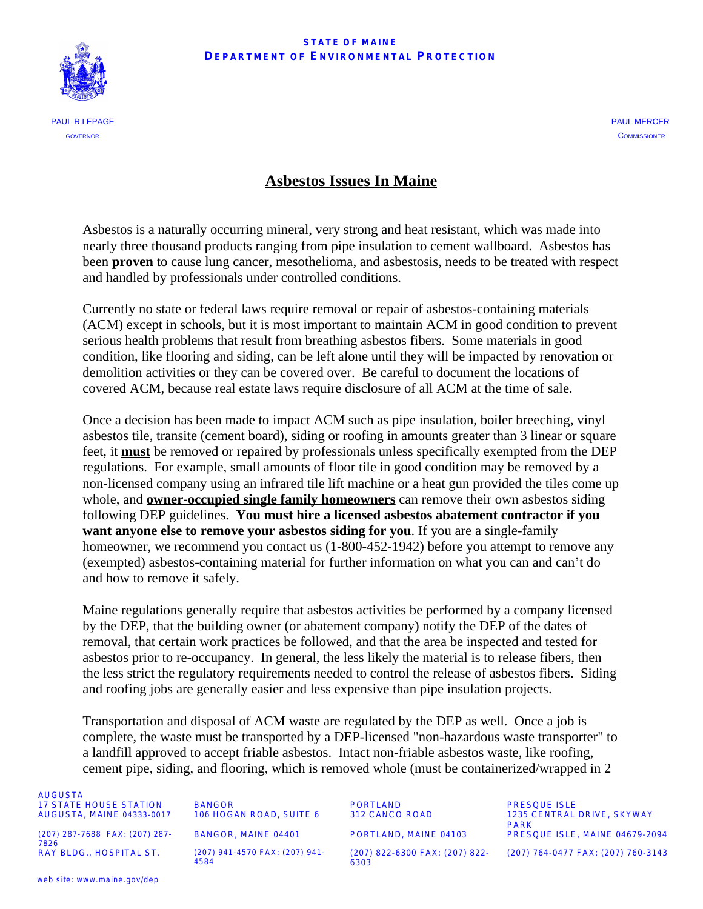STATE OF MAINE
DEPARTMENT OF ENVIRONMENTAL PROTECTION

PAUL R.LEPAGE
GOVERNOR

PAUL MERCER
COMMISSIONER

# Asbestos Issues In Maine

Asbestos is a naturally occurring mineral, very strong and heat resistant, which was made into nearly three thousand products ranging from pipe insulation to cement wallboard. Asbestos has been **proven** to cause lung cancer, mesothelioma, and asbestosis, needs to be treated with respect and handled by professionals under controlled conditions.

Currently no state or federal laws require removal or repair of asbestos-containing materials (ACM) except in schools, but it is most important to maintain ACM in good condition to prevent serious health problems that result from breathing asbestos fibers. Some materials in good condition, like flooring and siding, can be left alone until they will be impacted by renovation or demolition activities or they can be covered over. Be careful to document the locations of covered ACM, because real estate laws require disclosure of all ACM at the time of sale.

Once a decision has been made to impact ACM such as pipe insulation, boiler breeching, vinyl asbestos tile, transite (cement board), siding or roofing in amounts greater than 3 linear or square feet, it **must** be removed or repaired by professionals unless specifically exempted from the DEP regulations. For example, small amounts of floor tile in good condition may be removed by a non-licensed company using an infrared tile lift machine or a heat gun provided the tiles come up whole, and **owner-occupied single family homeowners** can remove their own asbestos siding following DEP guidelines. **You must hire a licensed asbestos abatement contractor if you want anyone else to remove your asbestos siding for you**. If you are a single-family homeowner, we recommend you contact us (1-800-452-1942) before you attempt to remove any (exempted) asbestos-containing material for further information on what you can and can't do and how to remove it safely.

Maine regulations generally require that asbestos activities be performed by a company licensed by the DEP, that the building owner (or abatement company) notify the DEP of the dates of removal, that certain work practices be followed, and that the area be inspected and tested for asbestos prior to re-occupancy. In general, the less likely the material is to release fibers, then the less strict the regulatory requirements needed to control the release of asbestos fibers. Siding and roofing jobs are generally easier and less expensive than pipe insulation projects.

Transportation and disposal of ACM waste are regulated by the DEP as well. Once a job is complete, the waste must be transported by a DEP-licensed "non-hazardous waste transporter" to a landfill approved to accept friable asbestos. Intact non-friable asbestos waste, like roofing, cement pipe, siding, and flooring, which is removed whole (must be containerized/wrapped in 2

AUGUSTA
17 STATE HOUSE STATION
AUGUSTA, MAINE 04333-0017
(207) 287-7688 FAX: (207) 287-7826
RAY BLDG., HOSPITAL ST.

BANGOR
106 HOGAN ROAD, SUITE 6
BANGOR, MAINE 04401
(207) 941-4570 FAX: (207) 941-4584

PORTLAND
312 CANCO ROAD
PORTLAND, MAINE 04103
(207) 822-6300 FAX: (207) 822-6303

PRESQUE ISLE
1235 CENTRAL DRIVE, SKYWAY PARK
PRESQUE ISLE, MAINE 04679-2094
(207) 764-0477 FAX: (207) 760-3143

web site: www.maine.gov/dep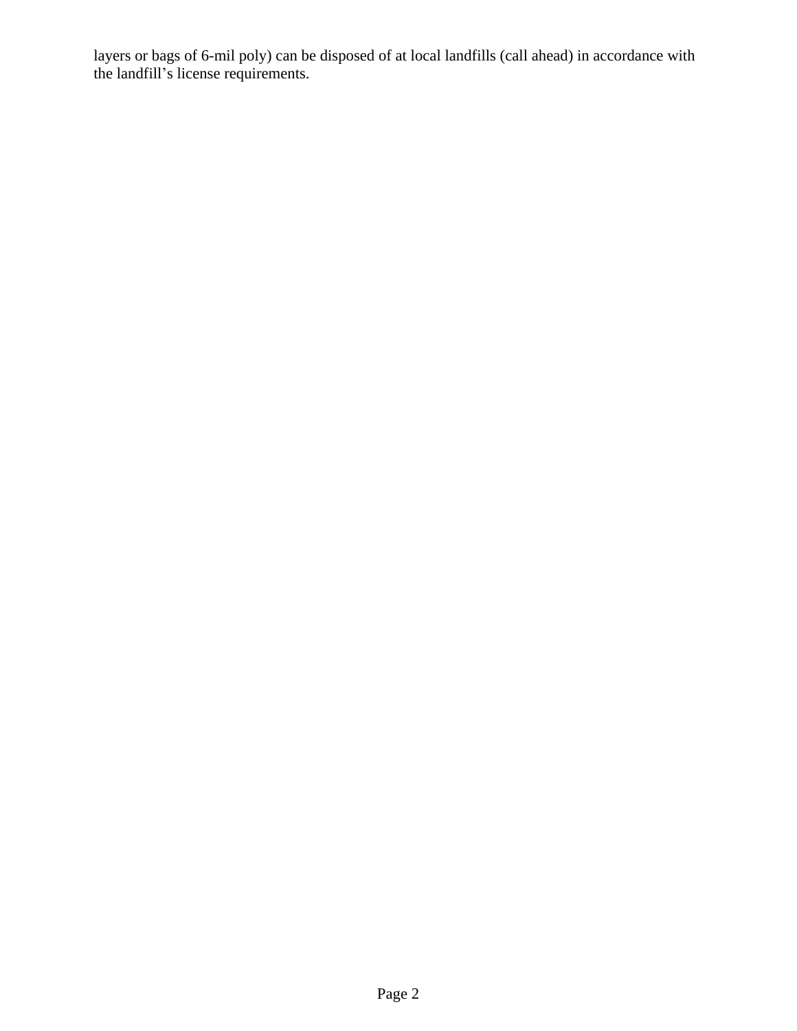layers or bags of 6-mil poly) can be disposed of at local landfills (call ahead) in accordance with the landfill's license requirements.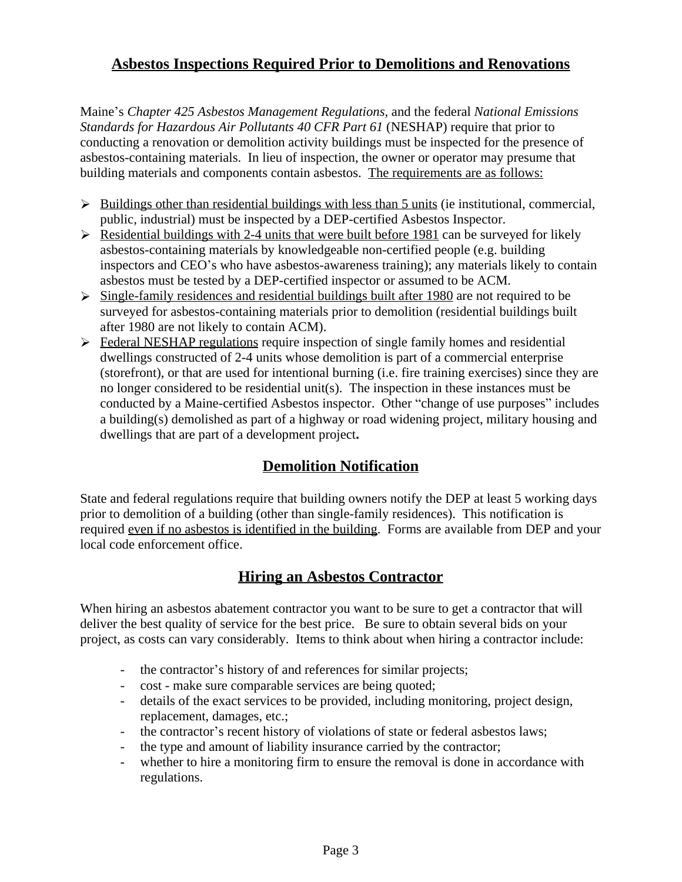## Asbestos Inspections Required Prior to Demolitions and Renovations

Maine's *Chapter 425 Asbestos Management Regulations,* and the federal *National Emissions Standards for Hazardous Air Pollutants 40 CFR Part 61* (NESHAP) require that prior to conducting a renovation or demolition activity buildings must be inspected for the presence of asbestos-containing materials. In lieu of inspection, the owner or operator may presume that building materials and components contain asbestos. The requirements are as follows:

- Buildings other than residential buildings with less than 5 units (ie institutional, commercial, public, industrial) must be inspected by a DEP-certified Asbestos Inspector.
- Residential buildings with 2-4 units that were built before 1981 can be surveyed for likely asbestos-containing materials by knowledgeable non-certified people (e.g. building inspectors and CEO's who have asbestos-awareness training); any materials likely to contain asbestos must be tested by a DEP-certified inspector or assumed to be ACM.
- Single-family residences and residential buildings built after 1980 are not required to be surveyed for asbestos-containing materials prior to demolition (residential buildings built after 1980 are not likely to contain ACM).
- Federal NESHAP regulations require inspection of single family homes and residential dwellings constructed of 2-4 units whose demolition is part of a commercial enterprise (storefront), or that are used for intentional burning (i.e. fire training exercises) since they are no longer considered to be residential unit(s). The inspection in these instances must be conducted by a Maine-certified Asbestos inspector. Other "change of use purposes" includes a building(s) demolished as part of a highway or road widening project, military housing and dwellings that are part of a development project**.**

## Demolition Notification

State and federal regulations require that building owners notify the DEP at least 5 working days prior to demolition of a building (other than single-family residences). This notification is required even if no asbestos is identified in the building. Forms are available from DEP and your local code enforcement office.

## Hiring an Asbestos Contractor

When hiring an asbestos abatement contractor you want to be sure to get a contractor that will deliver the best quality of service for the best price. Be sure to obtain several bids on your project, as costs can vary considerably. Items to think about when hiring a contractor include:

- the contractor's history of and references for similar projects;
- cost - make sure comparable services are being quoted;
- details of the exact services to be provided, including monitoring, project design, replacement, damages, etc.;
- the contractor's recent history of violations of state or federal asbestos laws;
- the type and amount of liability insurance carried by the contractor;
- whether to hire a monitoring firm to ensure the removal is done in accordance with regulations.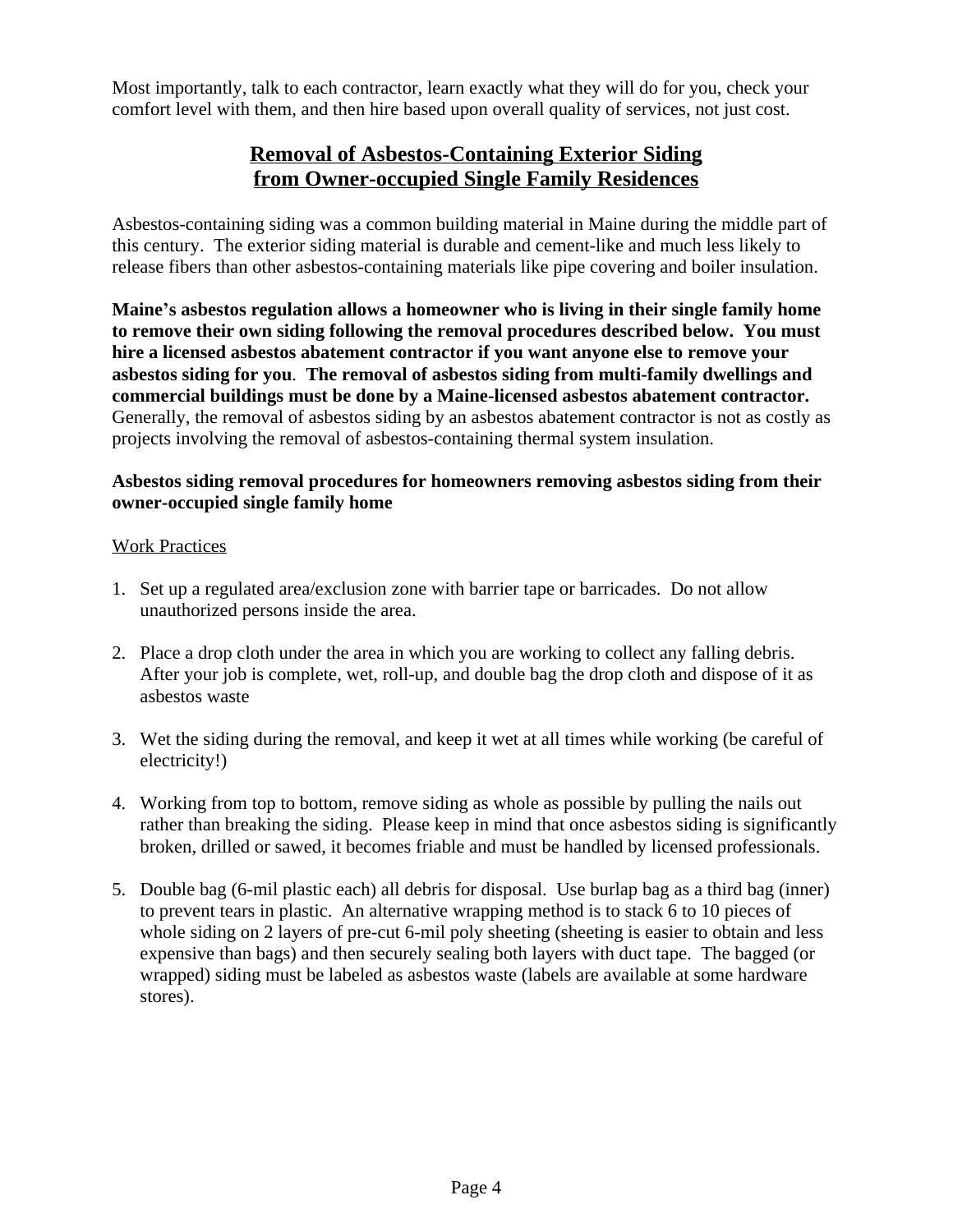Most importantly, talk to each contractor, learn exactly what they will do for you, check your comfort level with them, and then hire based upon overall quality of services, not just cost.

## Removal of Asbestos-Containing Exterior Siding from Owner-occupied Single Family Residences

Asbestos-containing siding was a common building material in Maine during the middle part of this century. The exterior siding material is durable and cement-like and much less likely to release fibers than other asbestos-containing materials like pipe covering and boiler insulation.

**Maine's asbestos regulation allows a homeowner who is living in their single family home to remove their own siding following the removal procedures described below. You must hire a licensed asbestos abatement contractor if you want anyone else to remove your asbestos siding for you. The removal of asbestos siding from multi-family dwellings and commercial buildings must be done by a Maine-licensed asbestos abatement contractor.** Generally, the removal of asbestos siding by an asbestos abatement contractor is not as costly as projects involving the removal of asbestos-containing thermal system insulation.

**Asbestos siding removal procedures for homeowners removing asbestos siding from their owner-occupied single family home**

Work Practices

1. Set up a regulated area/exclusion zone with barrier tape or barricades. Do not allow unauthorized persons inside the area.

2. Place a drop cloth under the area in which you are working to collect any falling debris. After your job is complete, wet, roll-up, and double bag the drop cloth and dispose of it as asbestos waste

3. Wet the siding during the removal, and keep it wet at all times while working (be careful of electricity!)

4. Working from top to bottom, remove siding as whole as possible by pulling the nails out rather than breaking the siding. Please keep in mind that once asbestos siding is significantly broken, drilled or sawed, it becomes friable and must be handled by licensed professionals.

5. Double bag (6-mil plastic each) all debris for disposal. Use burlap bag as a third bag (inner) to prevent tears in plastic. An alternative wrapping method is to stack 6 to 10 pieces of whole siding on 2 layers of pre-cut 6-mil poly sheeting (sheeting is easier to obtain and less expensive than bags) and then securely sealing both layers with duct tape. The bagged (or wrapped) siding must be labeled as asbestos waste (labels are available at some hardware stores).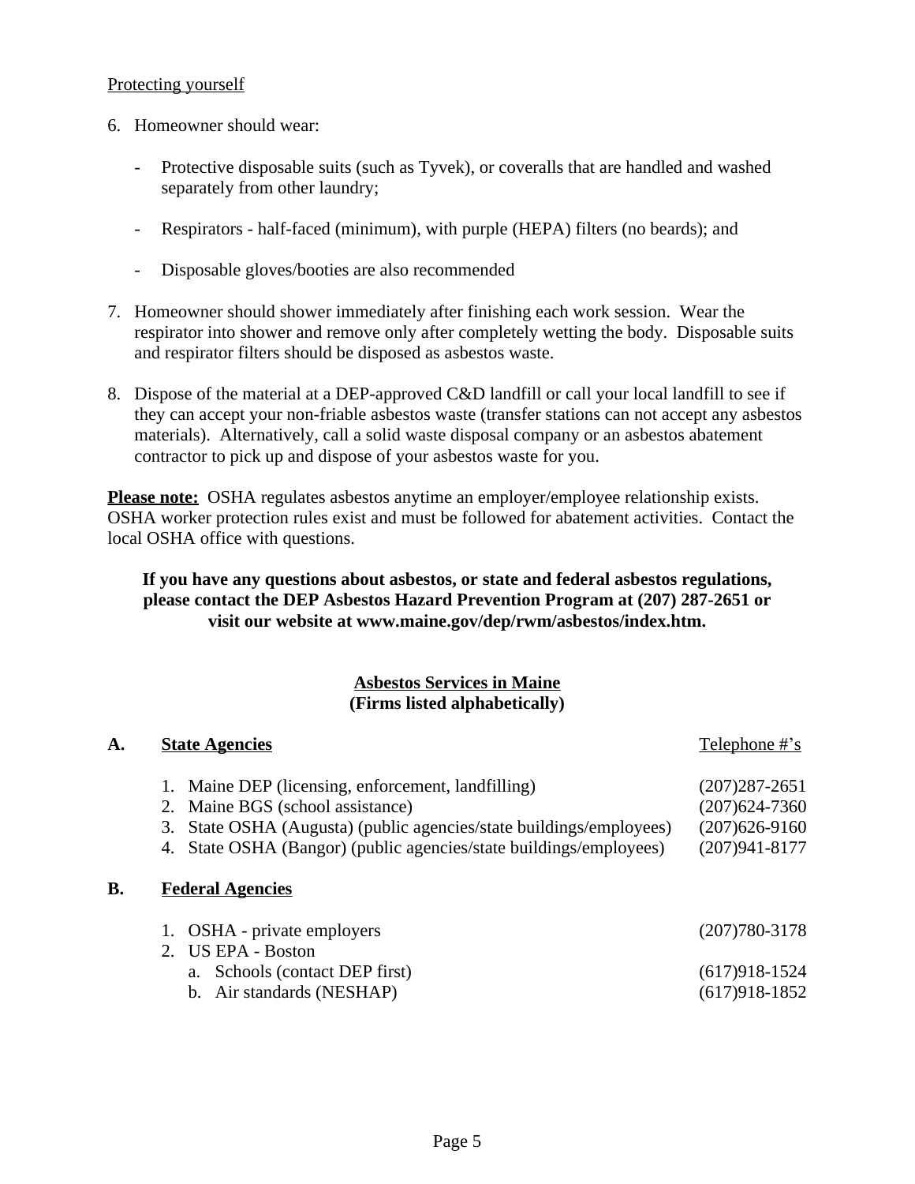Protecting yourself

6. Homeowner should wear:

   - Protective disposable suits (such as Tyvek), or coveralls that are handled and washed separately from other laundry;

   - Respirators - half-faced (minimum), with purple (HEPA) filters (no beards); and

   - Disposable gloves/booties are also recommended

7. Homeowner should shower immediately after finishing each work session. Wear the respirator into shower and remove only after completely wetting the body. Disposable suits and respirator filters should be disposed as asbestos waste.

8. Dispose of the material at a DEP-approved C&D landfill or call your local landfill to see if they can accept your non-friable asbestos waste (transfer stations can not accept any asbestos materials). Alternatively, call a solid waste disposal company or an asbestos abatement contractor to pick up and dispose of your asbestos waste for you.

**Please note:** OSHA regulates asbestos anytime an employer/employee relationship exists. OSHA worker protection rules exist and must be followed for abatement activities. Contact the local OSHA office with questions.

**If you have any questions about asbestos, or state and federal asbestos regulations, please contact the DEP Asbestos Hazard Prevention Program at (207) 287-2651 or visit our website at www.maine.gov/dep/rwm/asbestos/index.htm.**

## Asbestos Services in Maine
**(Firms listed alphabetically)**

| | | Telephone #'s |
|---|---|---|
| **A.** | **State Agencies** | |
| | 1. Maine DEP (licensing, enforcement, landfilling) | (207)287-2651 |
| | 2. Maine BGS (school assistance) | (207)624-7360 |
| | 3. State OSHA (Augusta) (public agencies/state buildings/employees) | (207)626-9160 |
| | 4. State OSHA (Bangor) (public agencies/state buildings/employees) | (207)941-8177 |
| **B.** | **Federal Agencies** | |
| | 1. OSHA - private employers | (207)780-3178 |
| | 2. US EPA - Boston | |
| | a. Schools (contact DEP first) | (617)918-1524 |
| | b. Air standards (NESHAP) | (617)918-1852 |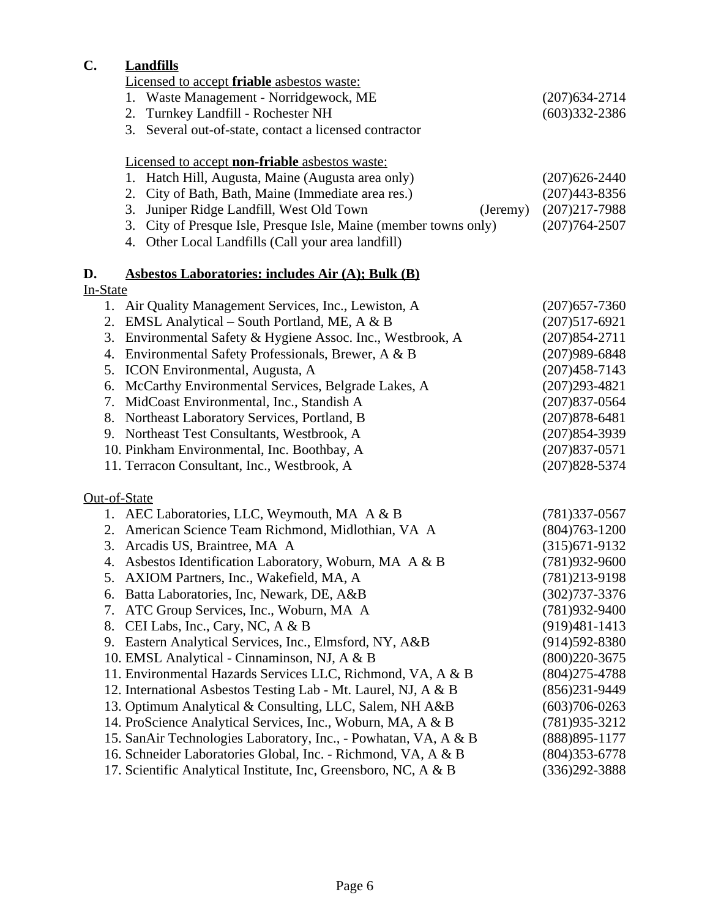## C. Landfills

Licensed to accept **friable** asbestos waste:

1. Waste Management - Norridgewock, ME (207)634-2714
2. Turnkey Landfill - Rochester NH (603)332-2386
3. Several out-of-state, contact a licensed contractor

Licensed to accept **non-friable** asbestos waste:

1. Hatch Hill, Augusta, Maine (Augusta area only) (207)626-2440
2. City of Bath, Bath, Maine (Immediate area res.) (207)443-8356
3. Juniper Ridge Landfill, West Old Town (Jeremy) (207)217-7988
3. City of Presque Isle, Presque Isle, Maine (member towns only) (207)764-2507
4. Other Local Landfills (Call your area landfill)

## D. Asbestos Laboratories: includes Air (A); Bulk (B)

In-State

1. Air Quality Management Services, Inc., Lewiston, A (207)657-7360
2. EMSL Analytical – South Portland, ME, A & B (207)517-6921
3. Environmental Safety & Hygiene Assoc. Inc., Westbrook, A (207)854-2711
4. Environmental Safety Professionals, Brewer, A & B (207)989-6848
5. ICON Environmental, Augusta, A (207)458-7143
6. McCarthy Environmental Services, Belgrade Lakes, A (207)293-4821
7. MidCoast Environmental, Inc., Standish A (207)837-0564
8. Northeast Laboratory Services, Portland, B (207)878-6481
9. Northeast Test Consultants, Westbrook, A (207)854-3939
10. Pinkham Environmental, Inc. Boothbay, A (207)837-0571
11. Terracon Consultant, Inc., Westbrook, A (207)828-5374

Out-of-State

1. AEC Laboratories, LLC, Weymouth, MA A & B (781)337-0567
2. American Science Team Richmond, Midlothian, VA A (804)763-1200
3. Arcadis US, Braintree, MA A (315)671-9132
4. Asbestos Identification Laboratory, Woburn, MA A & B (781)932-9600
5. AXIOM Partners, Inc., Wakefield, MA, A (781)213-9198
6. Batta Laboratories, Inc, Newark, DE, A&B (302)737-3376
7. ATC Group Services, Inc., Woburn, MA A (781)932-9400
8. CEI Labs, Inc., Cary, NC, A & B (919)481-1413
9. Eastern Analytical Services, Inc., Elmsford, NY, A&B (914)592-8380
10. EMSL Analytical - Cinnaminson, NJ, A & B (800)220-3675
11. Environmental Hazards Services LLC, Richmond, VA, A & B (804)275-4788
12. International Asbestos Testing Lab - Mt. Laurel, NJ, A & B (856)231-9449
13. Optimum Analytical & Consulting, LLC, Salem, NH A&B (603)706-0263
14. ProScience Analytical Services, Inc., Woburn, MA, A & B (781)935-3212
15. SanAir Technologies Laboratory, Inc., - Powhatan, VA, A & B (888)895-1177
16. Schneider Laboratories Global, Inc. - Richmond, VA, A & B (804)353-6778
17. Scientific Analytical Institute, Inc, Greensboro, NC, A & B (336)292-3888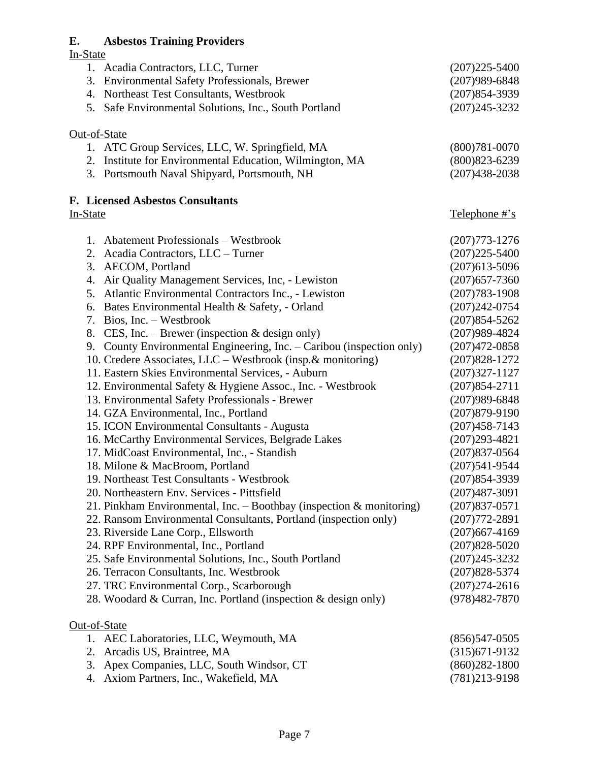## E. Asbestos Training Providers

In-State

| | |
|---|---|
| 1. Acadia Contractors, LLC, Turner | (207)225-5400 |
| 3. Environmental Safety Professionals, Brewer | (207)989-6848 |
| 4. Northeast Test Consultants, Westbrook | (207)854-3939 |
| 5. Safe Environmental Solutions, Inc., South Portland | (207)245-3232 |

Out-of-State

| | |
|---|---|
| 1. ATC Group Services, LLC, W. Springfield, MA | (800)781-0070 |
| 2. Institute for Environmental Education, Wilmington, MA | (800)823-6239 |
| 3. Portsmouth Naval Shipyard, Portsmouth, NH | (207)438-2038 |

## F. Licensed Asbestos Consultants

| In-State | Telephone #'s |
|---|---|
| 1. Abatement Professionals – Westbrook | (207)773-1276 |
| 2. Acadia Contractors, LLC – Turner | (207)225-5400 |
| 3. AECOM, Portland | (207)613-5096 |
| 4. Air Quality Management Services, Inc, - Lewiston | (207)657-7360 |
| 5. Atlantic Environmental Contractors Inc., - Lewiston | (207)783-1908 |
| 6. Bates Environmental Health & Safety, - Orland | (207)242-0754 |
| 7. Bios, Inc. – Westbrook | (207)854-5262 |
| 8. CES, Inc. – Brewer (inspection & design only) | (207)989-4824 |
| 9. County Environmental Engineering, Inc. – Caribou (inspection only) | (207)472-0858 |
| 10. Credere Associates, LLC – Westbrook (insp.& monitoring) | (207)828-1272 |
| 11. Eastern Skies Environmental Services, - Auburn | (207)327-1127 |
| 12. Environmental Safety & Hygiene Assoc., Inc. - Westbrook | (207)854-2711 |
| 13. Environmental Safety Professionals - Brewer | (207)989-6848 |
| 14. GZA Environmental, Inc., Portland | (207)879-9190 |
| 15. ICON Environmental Consultants - Augusta | (207)458-7143 |
| 16. McCarthy Environmental Services, Belgrade Lakes | (207)293-4821 |
| 17. MidCoast Environmental, Inc., - Standish | (207)837-0564 |
| 18. Milone & MacBroom, Portland | (207)541-9544 |
| 19. Northeast Test Consultants - Westbrook | (207)854-3939 |
| 20. Northeastern Env. Services - Pittsfield | (207)487-3091 |
| 21. Pinkham Environmental, Inc. – Boothbay (inspection & monitoring) | (207)837-0571 |
| 22. Ransom Environmental Consultants, Portland (inspection only) | (207)772-2891 |
| 23. Riverside Lane Corp., Ellsworth | (207)667-4169 |
| 24. RPF Environmental, Inc., Portland | (207)828-5020 |
| 25. Safe Environmental Solutions, Inc., South Portland | (207)245-3232 |
| 26. Terracon Consultants, Inc. Westbrook | (207)828-5374 |
| 27. TRC Environmental Corp., Scarborough | (207)274-2616 |
| 28. Woodard & Curran, Inc. Portland (inspection & design only) | (978)482-7870 |

Out-of-State

| | |
|---|---|
| 1. AEC Laboratories, LLC, Weymouth, MA | (856)547-0505 |
| 2. Arcadis US, Braintree, MA | (315)671-9132 |
| 3. Apex Companies, LLC, South Windsor, CT | (860)282-1800 |
| 4. Axiom Partners, Inc., Wakefield, MA | (781)213-9198 |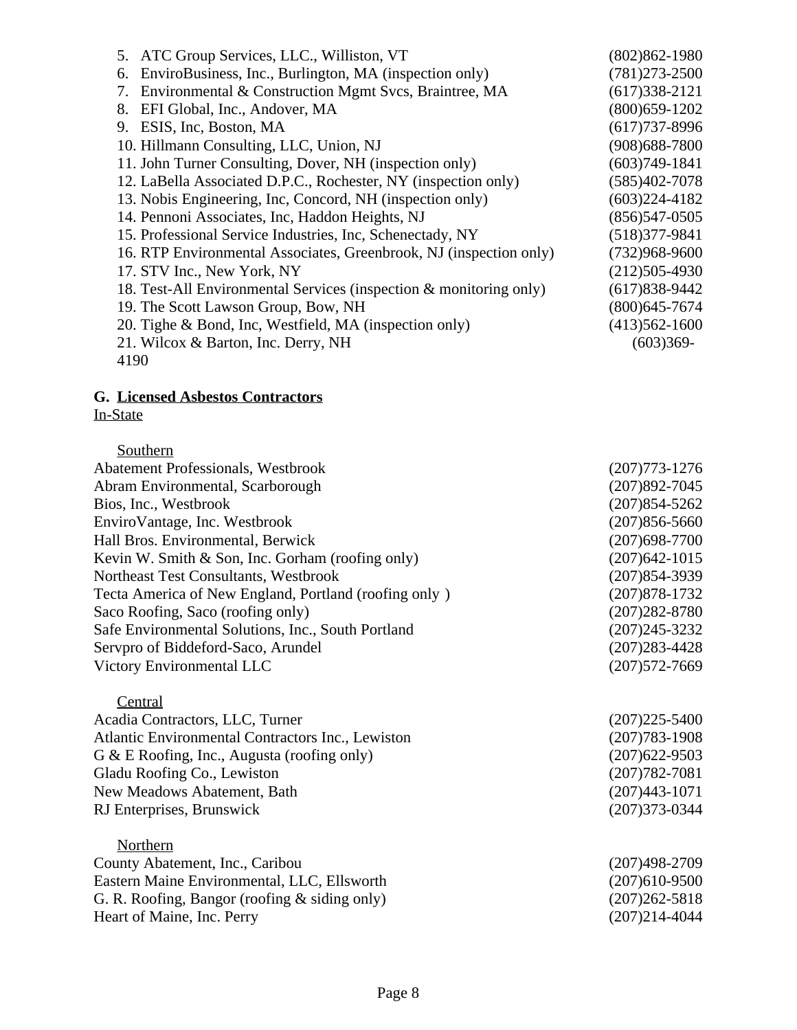5. ATC Group Services, LLC., Williston, VT (802)862-1980
6. EnviroBusiness, Inc., Burlington, MA (inspection only) (781)273-2500
7. Environmental & Construction Mgmt Svcs, Braintree, MA (617)338-2121
8. EFI Global, Inc., Andover, MA (800)659-1202
9. ESIS, Inc, Boston, MA (617)737-8996
10. Hillmann Consulting, LLC, Union, NJ (908)688-7800
11. John Turner Consulting, Dover, NH (inspection only) (603)749-1841
12. LaBella Associated D.P.C., Rochester, NY (inspection only) (585)402-7078
13. Nobis Engineering, Inc, Concord, NH (inspection only) (603)224-4182
14. Pennoni Associates, Inc, Haddon Heights, NJ (856)547-0505
15. Professional Service Industries, Inc, Schenectady, NY (518)377-9841
16. RTP Environmental Associates, Greenbrook, NJ (inspection only) (732)968-9600
17. STV Inc., New York, NY (212)505-4930
18. Test-All Environmental Services (inspection & monitoring only) (617)838-9442
19. The Scott Lawson Group, Bow, NH (800)645-7674
20. Tighe & Bond, Inc, Westfield, MA (inspection only) (413)562-1600
21. Wilcox & Barton, Inc. Derry, NH (603)369-4190

**G. <u>Licensed Asbestos Contractors</u>**

<u>In-State</u>

<u>Southern</u>

| | |
|---|---|
| Abatement Professionals, Westbrook | (207)773-1276 |
| Abram Environmental, Scarborough | (207)892-7045 |
| Bios, Inc., Westbrook | (207)854-5262 |
| EnviroVantage, Inc. Westbrook | (207)856-5660 |
| Hall Bros. Environmental, Berwick | (207)698-7700 |
| Kevin W. Smith & Son, Inc. Gorham (roofing only) | (207)642-1015 |
| Northeast Test Consultants, Westbrook | (207)854-3939 |
| Tecta America of New England, Portland (roofing only ) | (207)878-1732 |
| Saco Roofing, Saco (roofing only) | (207)282-8780 |
| Safe Environmental Solutions, Inc., South Portland | (207)245-3232 |
| Servpro of Biddeford-Saco, Arundel | (207)283-4428 |
| Victory Environmental LLC | (207)572-7669 |

<u>Central</u>

| | |
|---|---|
| Acadia Contractors, LLC, Turner | (207)225-5400 |
| Atlantic Environmental Contractors Inc., Lewiston | (207)783-1908 |
| G & E Roofing, Inc., Augusta (roofing only) | (207)622-9503 |
| Gladu Roofing Co., Lewiston | (207)782-7081 |
| New Meadows Abatement, Bath | (207)443-1071 |
| RJ Enterprises, Brunswick | (207)373-0344 |

<u>Northern</u>

| | |
|---|---|
| County Abatement, Inc., Caribou | (207)498-2709 |
| Eastern Maine Environmental, LLC, Ellsworth | (207)610-9500 |
| G. R. Roofing, Bangor (roofing & siding only) | (207)262-5818 |
| Heart of Maine, Inc. Perry | (207)214-4044 |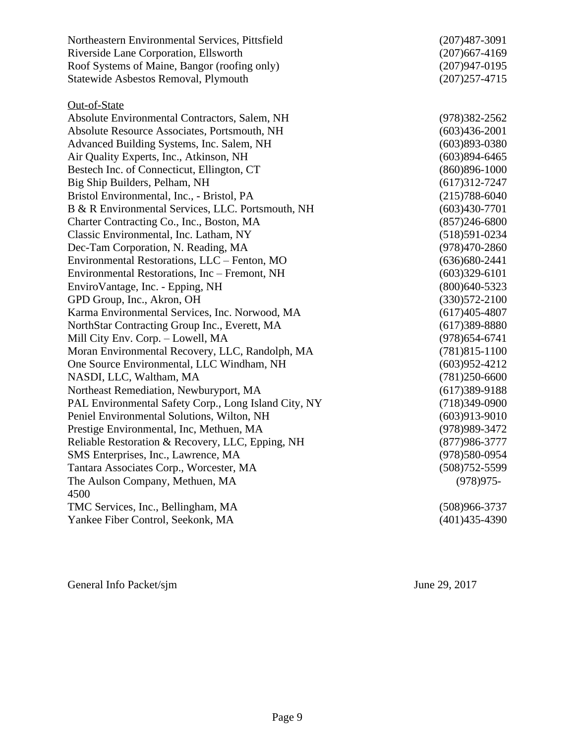| | |
|---|---|
| Northeastern Environmental Services, Pittsfield | (207)487-3091 |
| Riverside Lane Corporation, Ellsworth | (207)667-4169 |
| Roof Systems of Maine, Bangor (roofing only) | (207)947-0195 |
| Statewide Asbestos Removal, Plymouth | (207)257-4715 |

Out-of-State

| | |
|---|---|
| Absolute Environmental Contractors, Salem, NH | (978)382-2562 |
| Absolute Resource Associates, Portsmouth, NH | (603)436-2001 |
| Advanced Building Systems, Inc. Salem, NH | (603)893-0380 |
| Air Quality Experts, Inc., Atkinson, NH | (603)894-6465 |
| Bestech Inc. of Connecticut, Ellington, CT | (860)896-1000 |
| Big Ship Builders, Pelham, NH | (617)312-7247 |
| Bristol Environmental, Inc., - Bristol, PA | (215)788-6040 |
| B & R Environmental Services, LLC. Portsmouth, NH | (603)430-7701 |
| Charter Contracting Co., Inc., Boston, MA | (857)246-6800 |
| Classic Environmental, Inc. Latham, NY | (518)591-0234 |
| Dec-Tam Corporation, N. Reading, MA | (978)470-2860 |
| Environmental Restorations, LLC – Fenton, MO | (636)680-2441 |
| Environmental Restorations, Inc – Fremont, NH | (603)329-6101 |
| EnviroVantage, Inc. - Epping, NH | (800)640-5323 |
| GPD Group, Inc., Akron, OH | (330)572-2100 |
| Karma Environmental Services, Inc. Norwood, MA | (617)405-4807 |
| NorthStar Contracting Group Inc., Everett, MA | (617)389-8880 |
| Mill City Env. Corp. – Lowell, MA | (978)654-6741 |
| Moran Environmental Recovery, LLC, Randolph, MA | (781)815-1100 |
| One Source Environmental, LLC Windham, NH | (603)952-4212 |
| NASDI, LLC, Waltham, MA | (781)250-6600 |
| Northeast Remediation, Newburyport, MA | (617)389-9188 |
| PAL Environmental Safety Corp., Long Island City, NY | (718)349-0900 |
| Peniel Environmental Solutions, Wilton, NH | (603)913-9010 |
| Prestige Environmental, Inc, Methuen, MA | (978)989-3472 |
| Reliable Restoration & Recovery, LLC, Epping, NH | (877)986-3777 |
| SMS Enterprises, Inc., Lawrence, MA | (978)580-0954 |
| Tantara Associates Corp., Worcester, MA | (508)752-5599 |
| The Aulson Company, Methuen, MA | (978)975-4500 |
| TMC Services, Inc., Bellingham, MA | (508)966-3737 |
| Yankee Fiber Control, Seekonk, MA | (401)435-4390 |

General Info Packet/sjm June 29, 2017